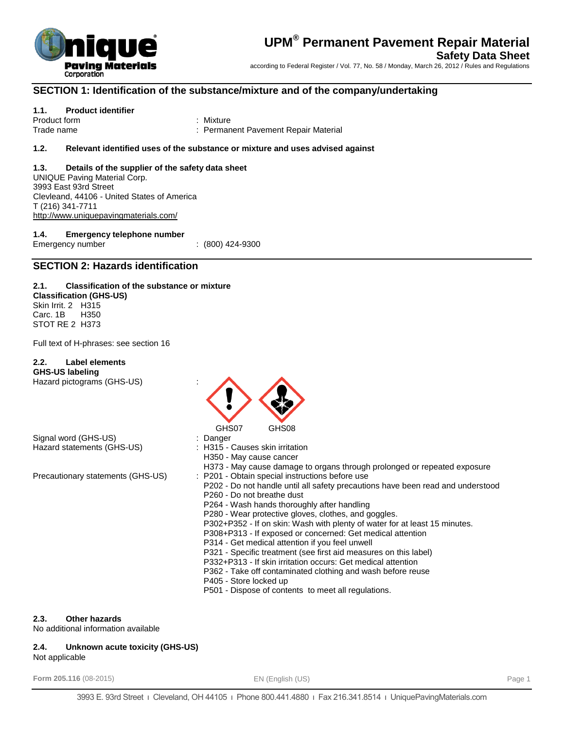# UPM® Permanent Pavement Repair Material

## Safety Data Sheet

according to Federal Register / Vol. 77, No. 58 / Monday, March 26, 2012 / Rules and Regulations

## SECTION 1: Identification of the substance/mixture and of the company/undertaking

### 1.1. Product identifier

Product form : Mixture

Trade name : Permanent Pavement Repair Material

### 1.2. Relevant identified uses of the substance or mixture and uses advised against

### 1.3. Details of the supplier of the safety data sheet

UNIQUE Paving Material Corp.
3993 East 93rd Street
Clevleand, 44106 - United States of America
T (216) 341-7711
http://www.uniquepavingmaterials.com/

### 1.4. Emergency telephone number

Emergency number : (800) 424-9300

## SECTION 2: Hazards identification

### 2.1. Classification of the substance or mixture

**Classification (GHS-US)**

Skin Irrit. 2 H315
Carc. 1B H350
STOT RE 2 H373

Full text of H-phrases: see section 16

### 2.2. Label elements

**GHS-US labeling**

Hazard pictograms (GHS-US) :

GHS07 GHS08

Signal word (GHS-US) : Danger

Hazard statements (GHS-US) :
- H315 - Causes skin irritation
- H350 - May cause cancer
- H373 - May cause damage to organs through prolonged or repeated exposure

Precautionary statements (GHS-US) :
- P201 - Obtain special instructions before use
- P202 - Do not handle until all safety precautions have been read and understood
- P260 - Do not breathe dust
- P264 - Wash hands thoroughly after handling
- P280 - Wear protective gloves, clothes, and goggles.
- P302+P352 - If on skin: Wash with plenty of water for at least 15 minutes.
- P308+P313 - If exposed or concerned: Get medical attention
- P314 - Get medical attention if you feel unwell
- P321 - Specific treatment (see first aid measures on this label)
- P332+P313 - If skin irritation occurs: Get medical attention
- P362 - Take off contaminated clothing and wash before reuse
- P405 - Store locked up
- P501 - Dispose of contents to meet all regulations.

### 2.3. Other hazards

No additional information available

### 2.4. Unknown acute toxicity (GHS-US)

Not applicable

Form 205.116 (08-2015) EN (English (US))

3993 E. 93rd Street | Cleveland, OH 44105 | Phone 800.441.4880 | Fax 216.341.8514 | UniquePavingMaterials.com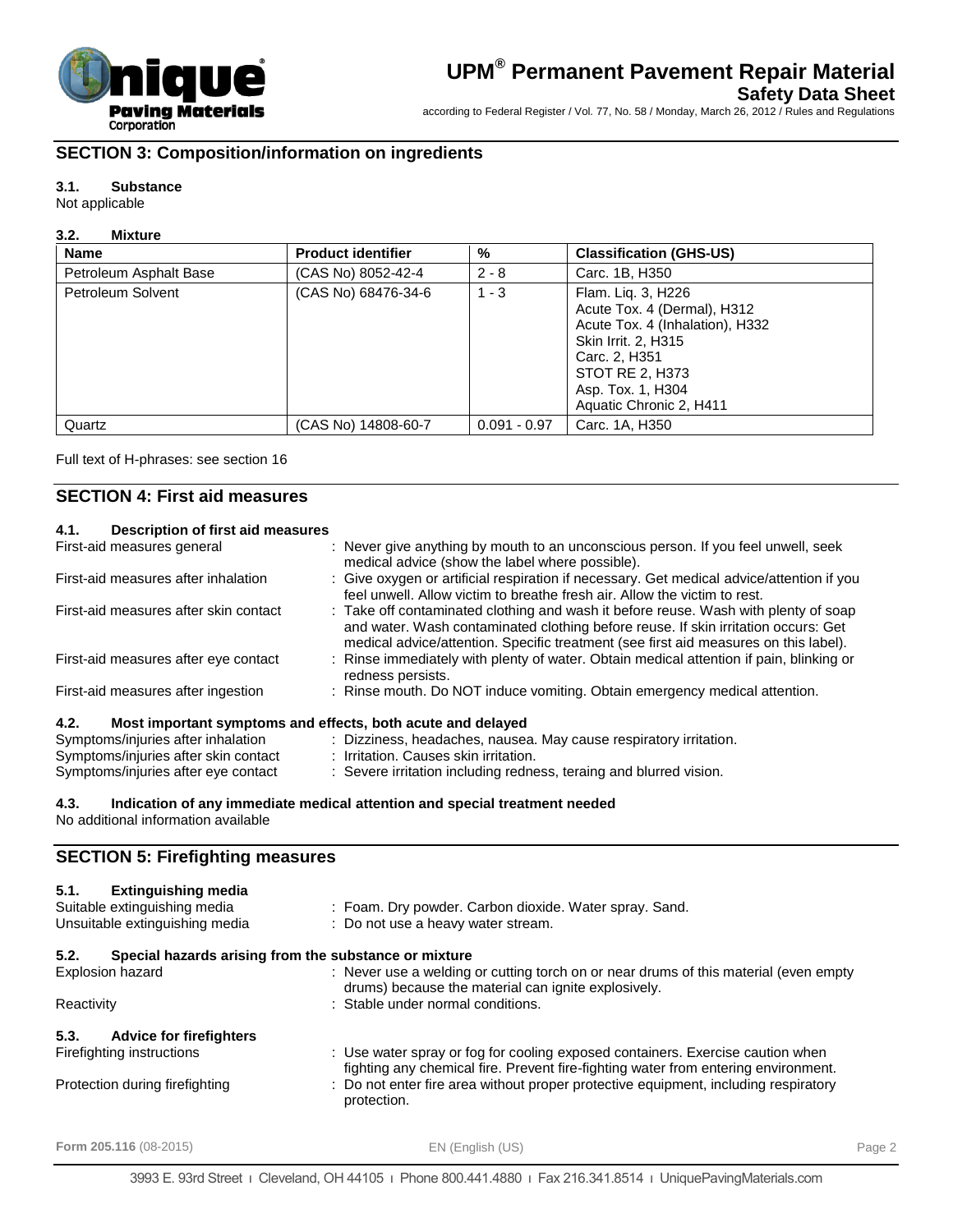## SECTION 3: Composition/information on ingredients

### 3.1. Substance

Not applicable

### 3.2. Mixture

| Name | Product identifier | % | Classification (GHS-US) |
|---|---|---|---|
| Petroleum Asphalt Base | (CAS No) 8052-42-4 | 2 - 8 | Carc. 1B, H350 |
| Petroleum Solvent | (CAS No) 68476-34-6 | 1 - 3 | Flam. Liq. 3, H226<br>Acute Tox. 4 (Dermal), H312<br>Acute Tox. 4 (Inhalation), H332<br>Skin Irrit. 2, H315<br>Carc. 2, H351<br>STOT RE 2, H373<br>Asp. Tox. 1, H304<br>Aquatic Chronic 2, H411 |
| Quartz | (CAS No) 14808-60-7 | 0.091 - 0.97 | Carc. 1A, H350 |

Full text of H-phrases: see section 16

## SECTION 4: First aid measures

### 4.1. Description of first aid measures

First-aid measures general : Never give anything by mouth to an unconscious person. If you feel unwell, seek medical advice (show the label where possible).

First-aid measures after inhalation : Give oxygen or artificial respiration if necessary. Get medical advice/attention if you feel unwell. Allow victim to breathe fresh air. Allow the victim to rest.

First-aid measures after skin contact : Take off contaminated clothing and wash it before reuse. Wash with plenty of soap and water. Wash contaminated clothing before reuse. If skin irritation occurs: Get medical advice/attention. Specific treatment (see first aid measures on this label).

First-aid measures after eye contact : Rinse immediately with plenty of water. Obtain medical attention if pain, blinking or redness persists.

First-aid measures after ingestion : Rinse mouth. Do NOT induce vomiting. Obtain emergency medical attention.

### 4.2. Most important symptoms and effects, both acute and delayed

Symptoms/injuries after inhalation : Dizziness, headaches, nausea. May cause respiratory irritation.

Symptoms/injuries after skin contact : Irritation. Causes skin irritation.

Symptoms/injuries after eye contact : Severe irritation including redness, teraing and blurred vision.

### 4.3. Indication of any immediate medical attention and special treatment needed

No additional information available

## SECTION 5: Firefighting measures

### 5.1. Extinguishing media

Suitable extinguishing media : Foam. Dry powder. Carbon dioxide. Water spray. Sand.

Unsuitable extinguishing media : Do not use a heavy water stream.

### 5.2. Special hazards arising from the substance or mixture

Explosion hazard : Never use a welding or cutting torch on or near drums of this material (even empty drums) because the material can ignite explosively.

Reactivity : Stable under normal conditions.

### 5.3. Advice for firefighters

Firefighting instructions : Use water spray or fog for cooling exposed containers. Exercise caution when fighting any chemical fire. Prevent fire-fighting water from entering environment.

Protection during firefighting : Do not enter fire area without proper protective equipment, including respiratory protection.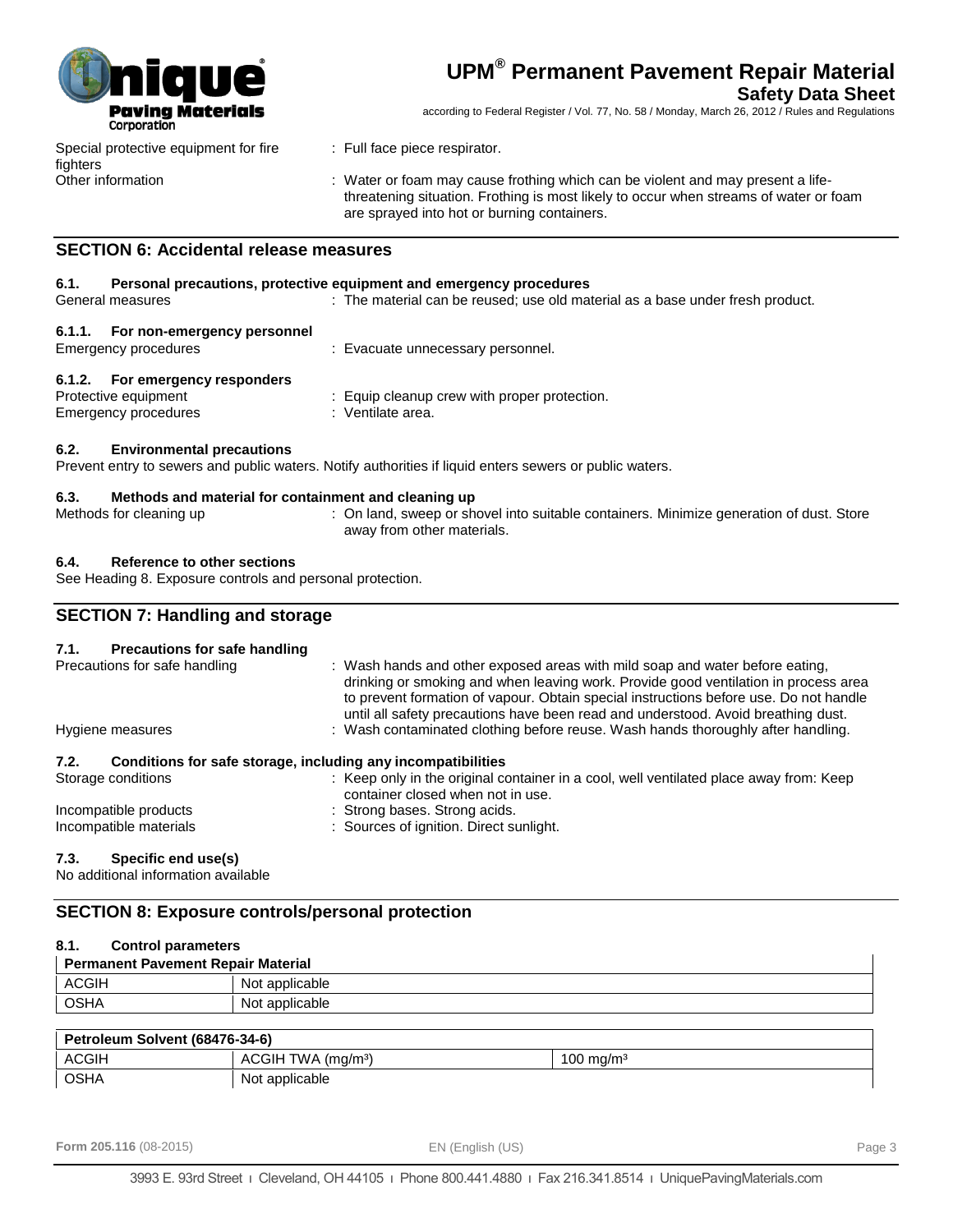Special protective equipment for fire fighters : Full face piece respirator.

Other information : Water or foam may cause frothing which can be violent and may present a life-threatening situation. Frothing is most likely to occur when streams of water or foam are sprayed into hot or burning containers.

## SECTION 6: Accidental release measures

### 6.1. Personal precautions, protective equipment and emergency procedures

General measures : The material can be reused; use old material as a base under fresh product.

#### 6.1.1. For non-emergency personnel

Emergency procedures : Evacuate unnecessary personnel.

#### 6.1.2. For emergency responders

Protective equipment : Equip cleanup crew with proper protection.

Emergency procedures : Ventilate area.

### 6.2. Environmental precautions

Prevent entry to sewers and public waters. Notify authorities if liquid enters sewers or public waters.

### 6.3. Methods and material for containment and cleaning up

Methods for cleaning up : On land, sweep or shovel into suitable containers. Minimize generation of dust. Store away from other materials.

### 6.4. Reference to other sections

See Heading 8. Exposure controls and personal protection.

## SECTION 7: Handling and storage

### 7.1. Precautions for safe handling

Precautions for safe handling : Wash hands and other exposed areas with mild soap and water before eating, drinking or smoking and when leaving work. Provide good ventilation in process area to prevent formation of vapour. Obtain special instructions before use. Do not handle until all safety precautions have been read and understood. Avoid breathing dust.

Hygiene measures : Wash contaminated clothing before reuse. Wash hands thoroughly after handling.

### 7.2. Conditions for safe storage, including any incompatibilities

Storage conditions : Keep only in the original container in a cool, well ventilated place away from: Keep container closed when not in use.

Incompatible products : Strong bases. Strong acids.

Incompatible materials : Sources of ignition. Direct sunlight.

### 7.3. Specific end use(s)

No additional information available

## SECTION 8: Exposure controls/personal protection

### 8.1. Control parameters

| Permanent Pavement Repair Material | |
|---|---|
| ACGIH | Not applicable |
| OSHA | Not applicable |

| Petroleum Solvent (68476-34-6) | | |
|---|---|---|
| ACGIH | ACGIH TWA (mg/m³) | 100 mg/m³ |
| OSHA | Not applicable | |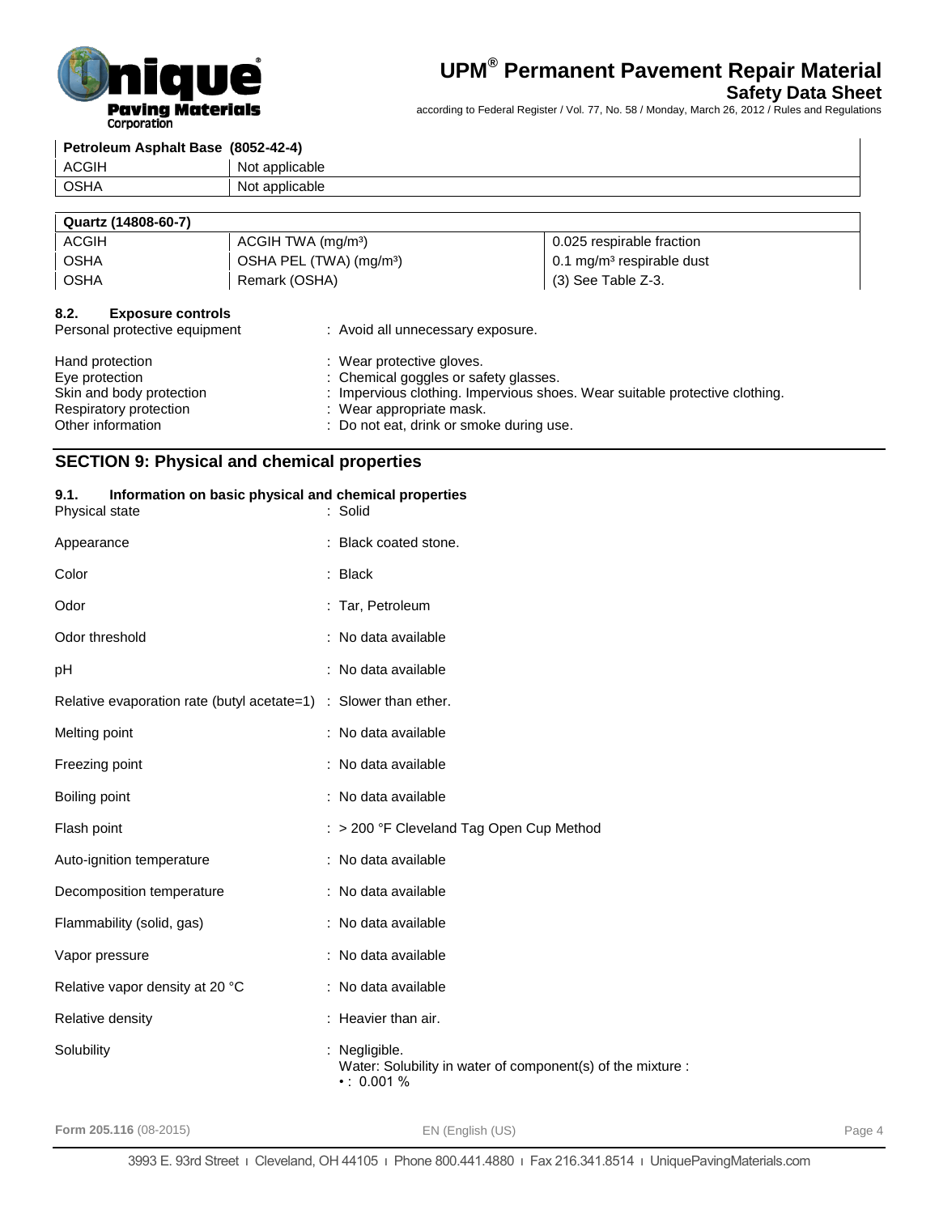| Petroleum Asphalt Base (8052-42-4) | |
|---|---|
| ACGIH | Not applicable |
| OSHA | Not applicable |

| Quartz (14808-60-7) | | |
|---|---|---|
| ACGIH | ACGIH TWA (mg/m³) | 0.025 respirable fraction |
| OSHA | OSHA PEL (TWA) (mg/m³) | 0.1 mg/m³ respirable dust |
| OSHA | Remark (OSHA) | (3) See Table Z-3. |

#### 8.2. Exposure controls

Personal protective equipment : Avoid all unnecessary exposure.

Hand protection : Wear protective gloves.
Eye protection : Chemical goggles or safety glasses.
Skin and body protection : Impervious clothing. Impervious shoes. Wear suitable protective clothing.
Respiratory protection : Wear appropriate mask.
Other information : Do not eat, drink or smoke during use.

## SECTION 9: Physical and chemical properties

#### 9.1. Information on basic physical and chemical properties

Physical state : Solid

Appearance : Black coated stone.

Color : Black

Odor : Tar, Petroleum

Odor threshold : No data available

pH : No data available

Relative evaporation rate (butyl acetate=1) : Slower than ether.

Melting point : No data available

Freezing point : No data available

Boiling point : No data available

Flash point : > 200 °F Cleveland Tag Open Cup Method

Auto-ignition temperature : No data available

Decomposition temperature : No data available

Flammability (solid, gas) : No data available

Vapor pressure : No data available

Relative vapor density at 20 °C : No data available

Relative density : Heavier than air.

Solubility : Negligible.
Water: Solubility in water of component(s) of the mixture :
• : 0.001 %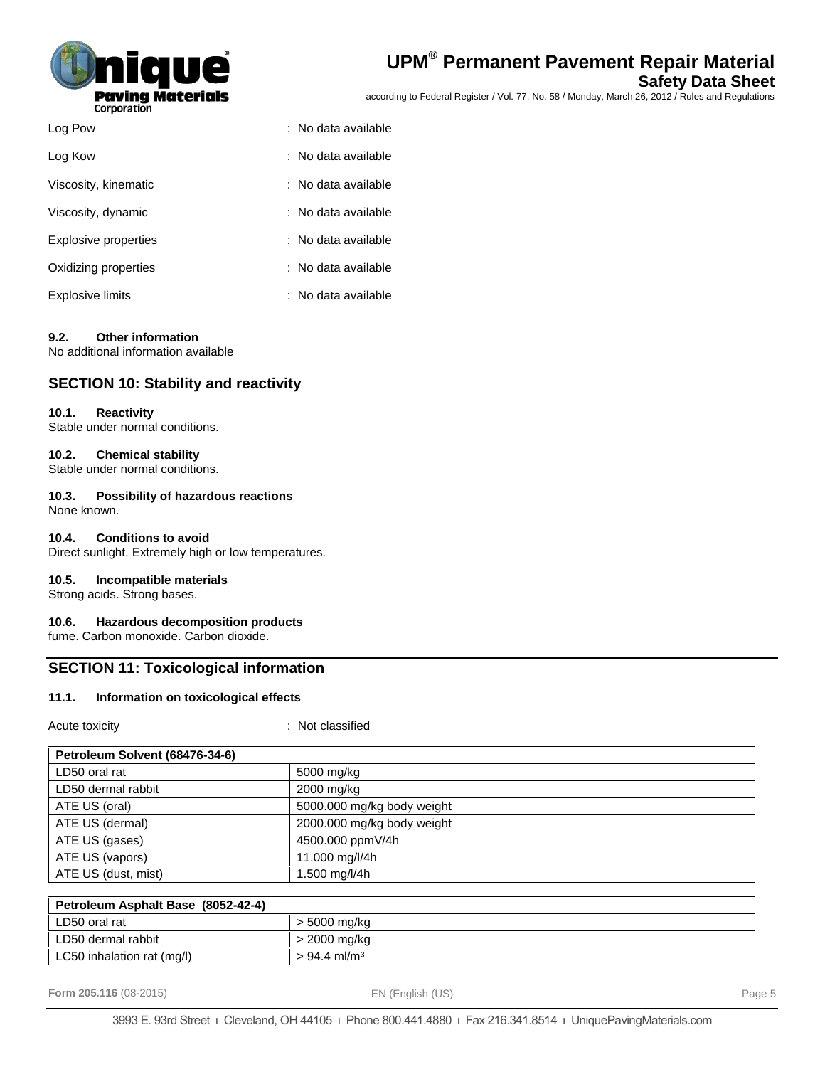| | |
|---|---|
| Log Pow | : No data available |
| Log Kow | : No data available |
| Viscosity, kinematic | : No data available |
| Viscosity, dynamic | : No data available |
| Explosive properties | : No data available |
| Oxidizing properties | : No data available |
| Explosive limits | : No data available |

### 9.2. Other information

No additional information available

## SECTION 10: Stability and reactivity

### 10.1. Reactivity

Stable under normal conditions.

### 10.2. Chemical stability

Stable under normal conditions.

### 10.3. Possibility of hazardous reactions

None known.

### 10.4. Conditions to avoid

Direct sunlight. Extremely high or low temperatures.

### 10.5. Incompatible materials

Strong acids. Strong bases.

### 10.6. Hazardous decomposition products

fume. Carbon monoxide. Carbon dioxide.

## SECTION 11: Toxicological information

### 11.1. Information on toxicological effects

Acute toxicity : Not classified

| Petroleum Solvent (68476-34-6) | |
|---|---|
| LD50 oral rat | 5000 mg/kg |
| LD50 dermal rabbit | 2000 mg/kg |
| ATE US (oral) | 5000.000 mg/kg body weight |
| ATE US (dermal) | 2000.000 mg/kg body weight |
| ATE US (gases) | 4500.000 ppmV/4h |
| ATE US (vapors) | 11.000 mg/l/4h |
| ATE US (dust, mist) | 1.500 mg/l/4h |

| Petroleum Asphalt Base (8052-42-4) | |
|---|---|
| LD50 oral rat | > 5000 mg/kg |
| LD50 dermal rabbit | > 2000 mg/kg |
| LC50 inhalation rat (mg/l) | > 94.4 ml/m³ |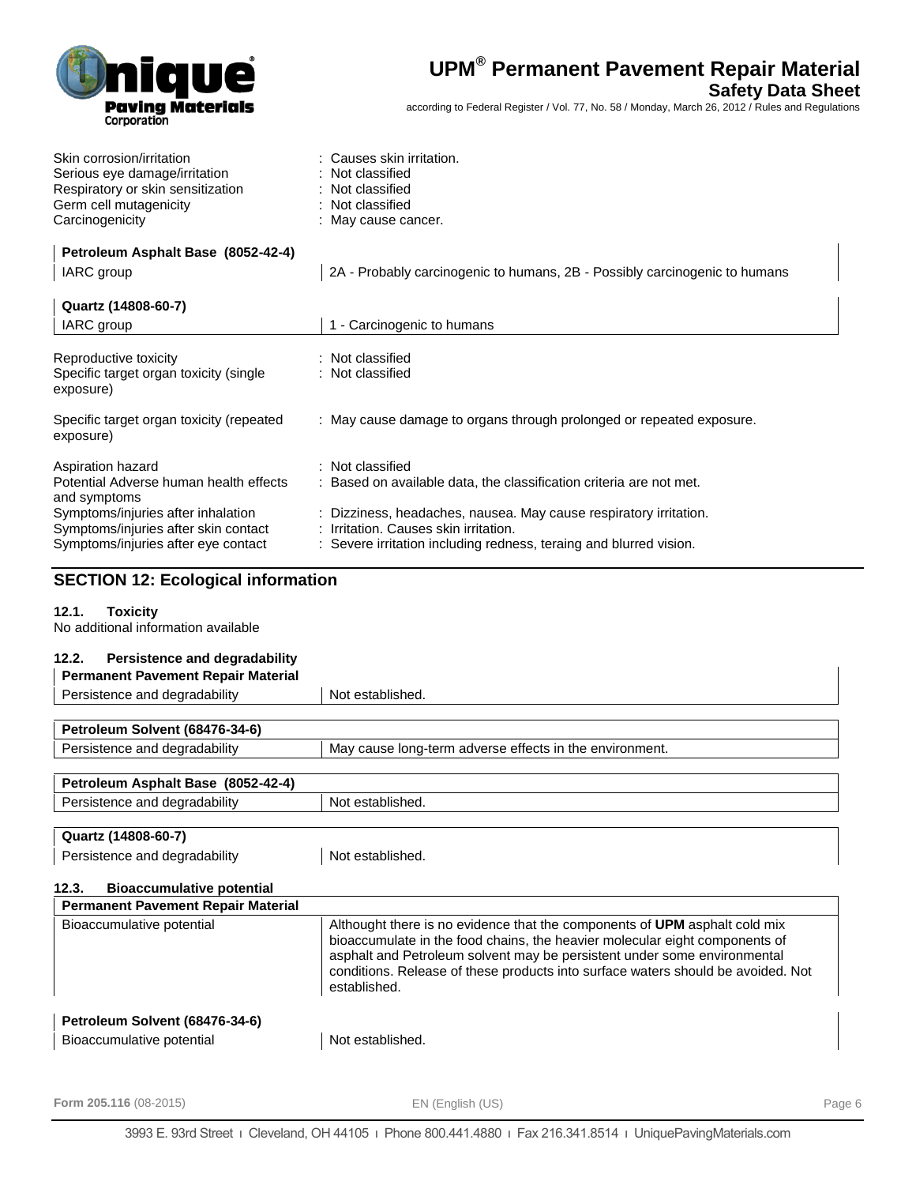Skin corrosion/irritation : Causes skin irritation.
Serious eye damage/irritation : Not classified
Respiratory or skin sensitization : Not classified
Germ cell mutagenicity : Not classified
Carcinogenicity : May cause cancer.

| Petroleum Asphalt Base (8052-42-4) | |
|---|---|
| IARC group | 2A - Probably carcinogenic to humans, 2B - Possibly carcinogenic to humans |

| Quartz (14808-60-7) | |
|---|---|
| IARC group | 1 - Carcinogenic to humans |

Reproductive toxicity : Not classified
Specific target organ toxicity (single exposure) : Not classified

Specific target organ toxicity (repeated exposure) : May cause damage to organs through prolonged or repeated exposure.

Aspiration hazard : Not classified
Potential Adverse human health effects and symptoms : Based on available data, the classification criteria are not met.
Symptoms/injuries after inhalation : Dizziness, headaches, nausea. May cause respiratory irritation.
Symptoms/injuries after skin contact : Irritation. Causes skin irritation.
Symptoms/injuries after eye contact : Severe irritation including redness, teraing and blurred vision.

## SECTION 12: Ecological information

### 12.1. Toxicity

No additional information available

### 12.2. Persistence and degradability

| Permanent Pavement Repair Material | |
|---|---|
| Persistence and degradability | Not established. |

| Petroleum Solvent (68476-34-6) | |
|---|---|
| Persistence and degradability | May cause long-term adverse effects in the environment. |

| Petroleum Asphalt Base (8052-42-4) | |
|---|---|
| Persistence and degradability | Not established. |

| Quartz (14808-60-7) | |
|---|---|
| Persistence and degradability | Not established. |

### 12.3. Bioaccumulative potential

| Permanent Pavement Repair Material | |
|---|---|
| Bioaccumulative potential | Althought there is no evidence that the components of **UPM** asphalt cold mix bioaccumulate in the food chains, the heavier molecular eight components of asphalt and Petroleum solvent may be persistent under some environmental conditions. Release of these products into surface waters should be avoided. Not established. |

| Petroleum Solvent (68476-34-6) | |
|---|---|
| Bioaccumulative potential | Not established. |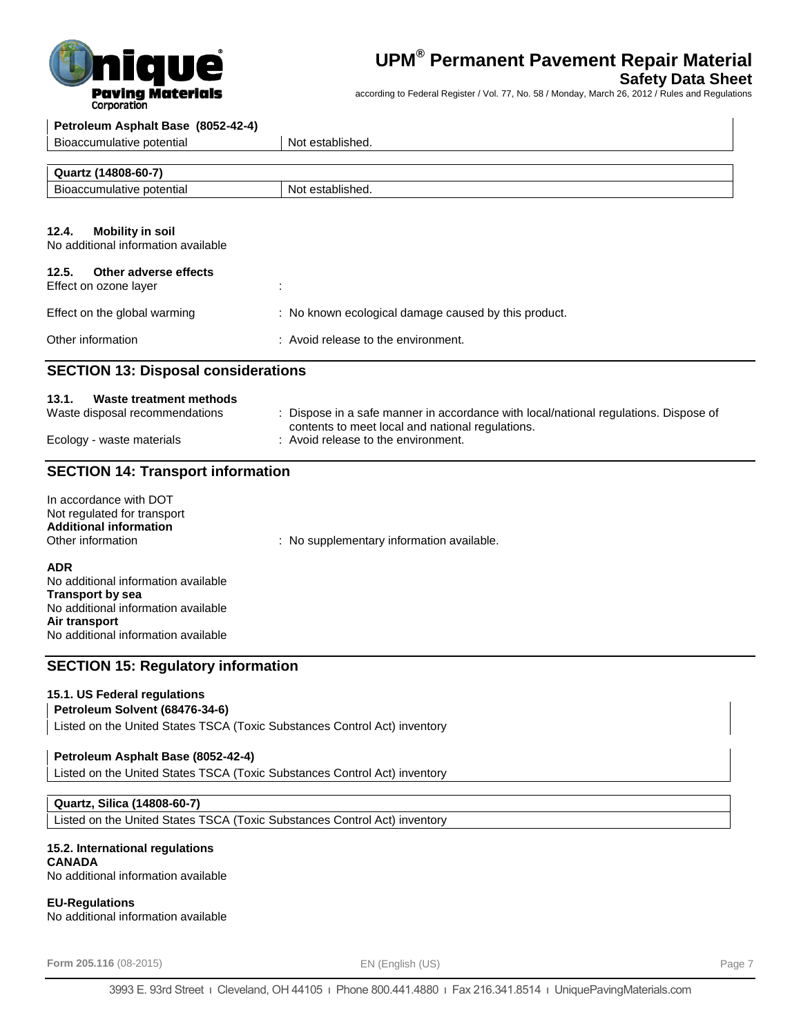| Petroleum Asphalt Base (8052-42-4) | |
|---|---|
| Bioaccumulative potential | Not established. |

| Quartz (14808-60-7) | |
|---|---|
| Bioaccumulative potential | Not established. |

### 12.4. Mobility in soil

No additional information available

### 12.5. Other adverse effects

Effect on ozone layer :

Effect on the global warming : No known ecological damage caused by this product.

Other information : Avoid release to the environment.

## SECTION 13: Disposal considerations

### 13.1. Waste treatment methods

Waste disposal recommendations : Dispose in a safe manner in accordance with local/national regulations. Dispose of contents to meet local and national regulations.

Ecology - waste materials : Avoid release to the environment.

## SECTION 14: Transport information

In accordance with DOT
Not regulated for transport
**Additional information**
Other information : No supplementary information available.

**ADR**
No additional information available
**Transport by sea**
No additional information available
**Air transport**
No additional information available

## SECTION 15: Regulatory information

### 15.1. US Federal regulations

| Petroleum Solvent (68476-34-6) |
|---|
| Listed on the United States TSCA (Toxic Substances Control Act) inventory |

| Petroleum Asphalt Base (8052-42-4) |
|---|
| Listed on the United States TSCA (Toxic Substances Control Act) inventory |

| Quartz, Silica (14808-60-7) |
|---|
| Listed on the United States TSCA (Toxic Substances Control Act) inventory |

### 15.2. International regulations

**CANADA**
No additional information available

**EU-Regulations**
No additional information available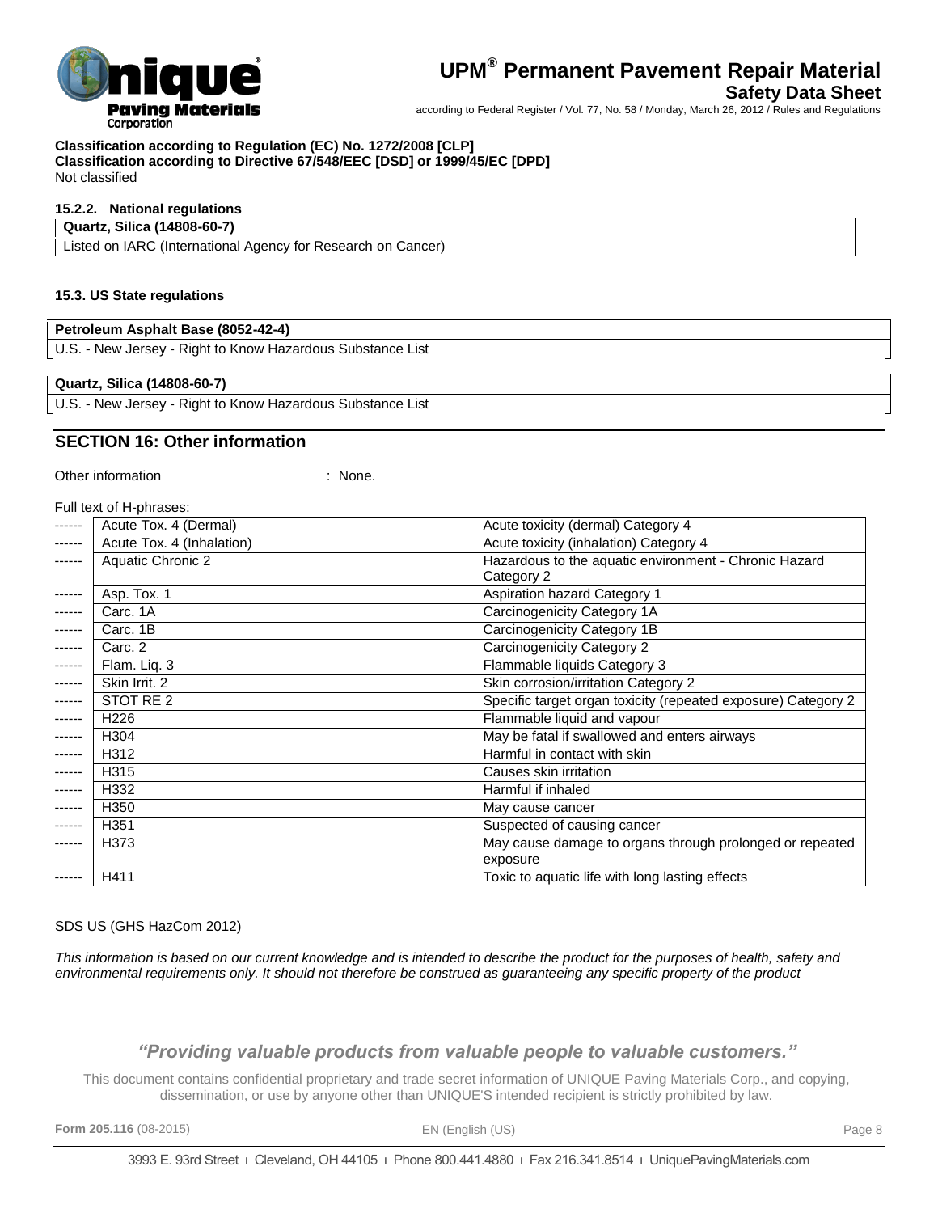**Classification according to Regulation (EC) No. 1272/2008 [CLP]**
**Classification according to Directive 67/548/EEC [DSD] or 1999/45/EC [DPD]**
Not classified

#### 15.2.2. National regulations

| Quartz, Silica (14808-60-7) |
|---|
| Listed on IARC (International Agency for Research on Cancer) |

#### 15.3. US State regulations

| Petroleum Asphalt Base (8052-42-4) |
|---|
| U.S. - New Jersey - Right to Know Hazardous Substance List |

| Quartz, Silica (14808-60-7) |
|---|
| U.S. - New Jersey - Right to Know Hazardous Substance List |

## SECTION 16: Other information

Other information : None.

Full text of H-phrases:

| | | |
|---|---|---|
| ------ | Acute Tox. 4 (Dermal) | Acute toxicity (dermal) Category 4 |
| ------ | Acute Tox. 4 (Inhalation) | Acute toxicity (inhalation) Category 4 |
| ------ | Aquatic Chronic 2 | Hazardous to the aquatic environment - Chronic Hazard Category 2 |
| ------ | Asp. Tox. 1 | Aspiration hazard Category 1 |
| ------ | Carc. 1A | Carcinogenicity Category 1A |
| ------ | Carc. 1B | Carcinogenicity Category 1B |
| ------ | Carc. 2 | Carcinogenicity Category 2 |
| ------ | Flam. Liq. 3 | Flammable liquids Category 3 |
| ------ | Skin Irrit. 2 | Skin corrosion/irritation Category 2 |
| ------ | STOT RE 2 | Specific target organ toxicity (repeated exposure) Category 2 |
| ------ | H226 | Flammable liquid and vapour |
| ------ | H304 | May be fatal if swallowed and enters airways |
| ------ | H312 | Harmful in contact with skin |
| ------ | H315 | Causes skin irritation |
| ------ | H332 | Harmful if inhaled |
| ------ | H350 | May cause cancer |
| ------ | H351 | Suspected of causing cancer |
| ------ | H373 | May cause damage to organs through prolonged or repeated exposure |
| ------ | H411 | Toxic to aquatic life with long lasting effects |

SDS US (GHS HazCom 2012)

*This information is based on our current knowledge and is intended to describe the product for the purposes of health, safety and environmental requirements only. It should not therefore be construed as guaranteeing any specific property of the product*